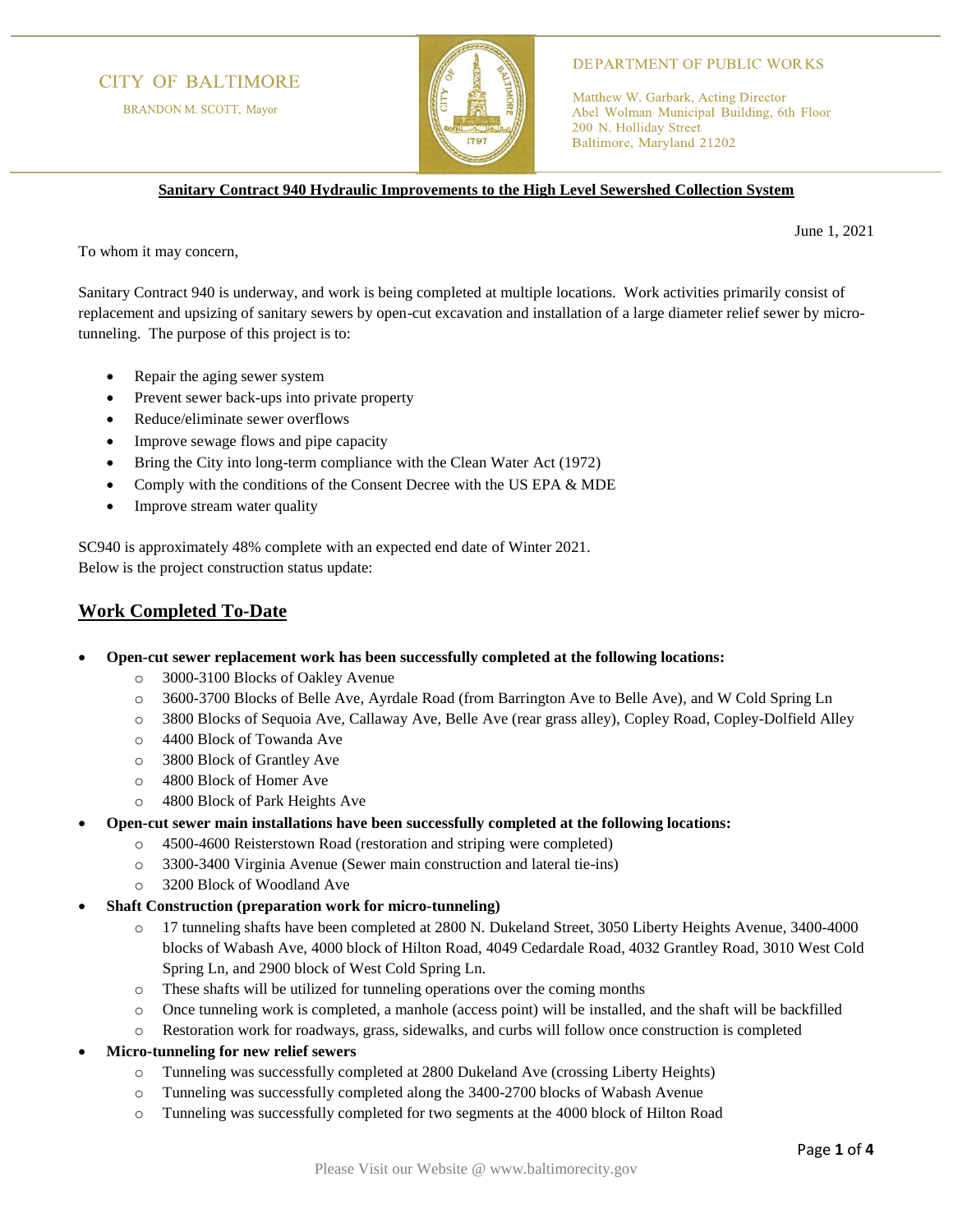CITY OF BALTIMORE

BRANDON M. SCOTT, Mayor

DEPARTMENT OF PUBLIC WORKS

Matthew W. Garbark, Acting Director
Abel Wolman Municipal Building, 6th Floor
200 N. Holliday Street
Baltimore, Maryland 21202

**Sanitary Contract 940 Hydraulic Improvements to the High Level Sewershed Collection System**

June 1, 2021

To whom it may concern,

Sanitary Contract 940 is underway, and work is being completed at multiple locations. Work activities primarily consist of replacement and upsizing of sanitary sewers by open-cut excavation and installation of a large diameter relief sewer by micro-tunneling. The purpose of this project is to:

- Repair the aging sewer system
- Prevent sewer back-ups into private property
- Reduce/eliminate sewer overflows
- Improve sewage flows and pipe capacity
- Bring the City into long-term compliance with the Clean Water Act (1972)
- Comply with the conditions of the Consent Decree with the US EPA & MDE
- Improve stream water quality

SC940 is approximately 48% complete with an expected end date of Winter 2021.
Below is the project construction status update:

## Work Completed To-Date

- **Open-cut sewer replacement work has been successfully completed at the following locations:**
  - 3000-3100 Blocks of Oakley Avenue
  - 3600-3700 Blocks of Belle Ave, Ayrdale Road (from Barrington Ave to Belle Ave), and W Cold Spring Ln
  - 3800 Blocks of Sequoia Ave, Callaway Ave, Belle Ave (rear grass alley), Copley Road, Copley-Dolfield Alley
  - 4400 Block of Towanda Ave
  - 3800 Block of Grantley Ave
  - 4800 Block of Homer Ave
  - 4800 Block of Park Heights Ave
- **Open-cut sewer main installations have been successfully completed at the following locations:**
  - 4500-4600 Reisterstown Road (restoration and striping were completed)
  - 3300-3400 Virginia Avenue (Sewer main construction and lateral tie-ins)
  - 3200 Block of Woodland Ave
- **Shaft Construction (preparation work for micro-tunneling)**
  - 17 tunneling shafts have been completed at 2800 N. Dukeland Street, 3050 Liberty Heights Avenue, 3400-4000 blocks of Wabash Ave, 4000 block of Hilton Road, 4049 Cedardale Road, 4032 Grantley Road, 3010 West Cold Spring Ln, and 2900 block of West Cold Spring Ln.
  - These shafts will be utilized for tunneling operations over the coming months
  - Once tunneling work is completed, a manhole (access point) will be installed, and the shaft will be backfilled
  - Restoration work for roadways, grass, sidewalks, and curbs will follow once construction is completed
- **Micro-tunneling for new relief sewers**
  - Tunneling was successfully completed at 2800 Dukeland Ave (crossing Liberty Heights)
  - Tunneling was successfully completed along the 3400-2700 blocks of Wabash Avenue
  - Tunneling was successfully completed for two segments at the 4000 block of Hilton Road

Please Visit our Website @ www.baltimorecity.gov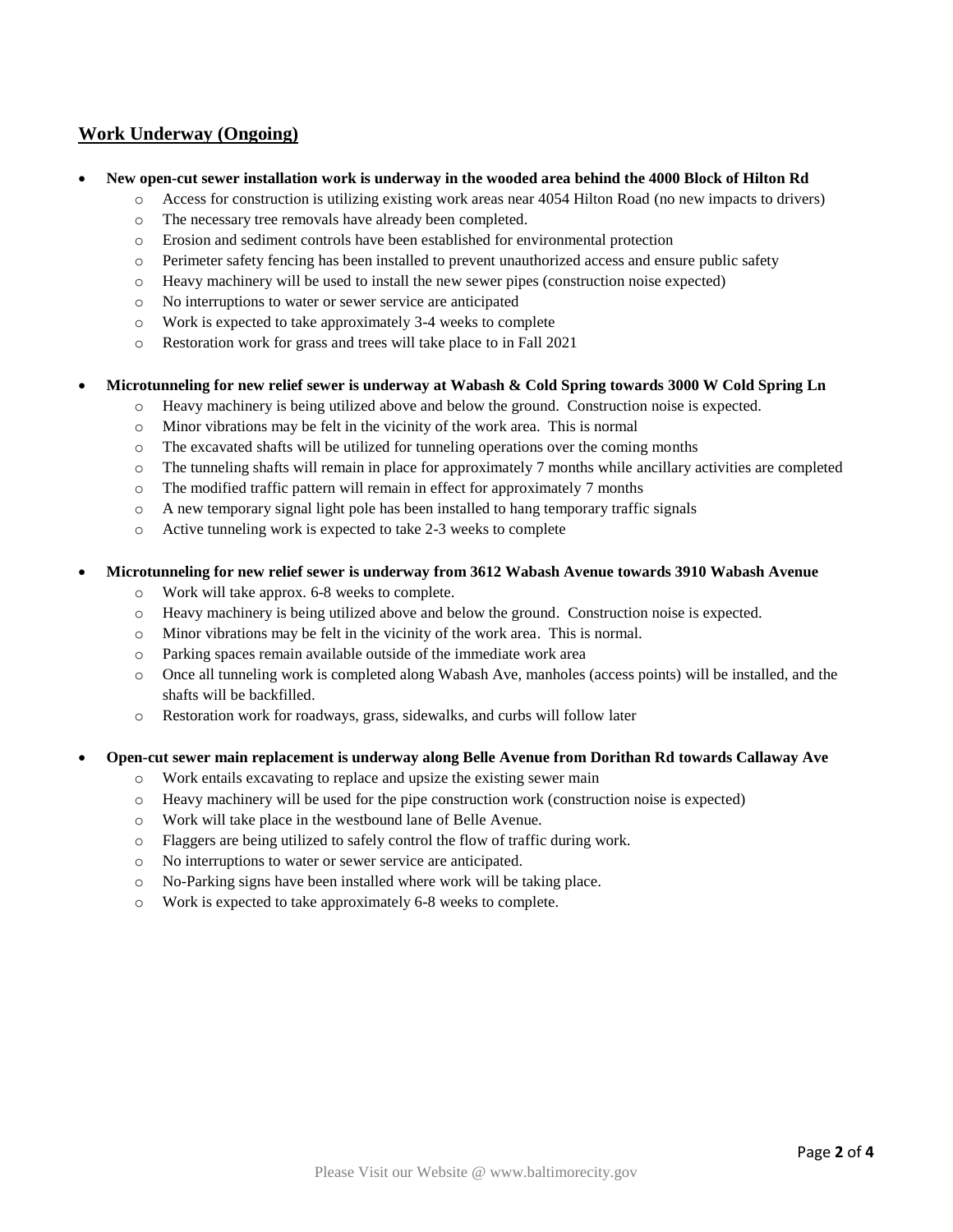## Work Underway (Ongoing)

- **New open-cut sewer installation work is underway in the wooded area behind the 4000 Block of Hilton Rd**
    - Access for construction is utilizing existing work areas near 4054 Hilton Road (no new impacts to drivers)
    - The necessary tree removals have already been completed.
    - Erosion and sediment controls have been established for environmental protection
    - Perimeter safety fencing has been installed to prevent unauthorized access and ensure public safety
    - Heavy machinery will be used to install the new sewer pipes (construction noise expected)
    - No interruptions to water or sewer service are anticipated
    - Work is expected to take approximately 3-4 weeks to complete
    - Restoration work for grass and trees will take place to in Fall 2021

- **Microtunneling for new relief sewer is underway at Wabash & Cold Spring towards 3000 W Cold Spring Ln**
    - Heavy machinery is being utilized above and below the ground. Construction noise is expected.
    - Minor vibrations may be felt in the vicinity of the work area. This is normal
    - The excavated shafts will be utilized for tunneling operations over the coming months
    - The tunneling shafts will remain in place for approximately 7 months while ancillary activities are completed
    - The modified traffic pattern will remain in effect for approximately 7 months
    - A new temporary signal light pole has been installed to hang temporary traffic signals
    - Active tunneling work is expected to take 2-3 weeks to complete

- **Microtunneling for new relief sewer is underway from 3612 Wabash Avenue towards 3910 Wabash Avenue**
    - Work will take approx. 6-8 weeks to complete.
    - Heavy machinery is being utilized above and below the ground. Construction noise is expected.
    - Minor vibrations may be felt in the vicinity of the work area. This is normal.
    - Parking spaces remain available outside of the immediate work area
    - Once all tunneling work is completed along Wabash Ave, manholes (access points) will be installed, and the shafts will be backfilled.
    - Restoration work for roadways, grass, sidewalks, and curbs will follow later

- **Open-cut sewer main replacement is underway along Belle Avenue from Dorithan Rd towards Callaway Ave**
    - Work entails excavating to replace and upsize the existing sewer main
    - Heavy machinery will be used for the pipe construction work (construction noise is expected)
    - Work will take place in the westbound lane of Belle Avenue.
    - Flaggers are being utilized to safely control the flow of traffic during work.
    - No interruptions to water or sewer service are anticipated.
    - No-Parking signs have been installed where work will be taking place.
    - Work is expected to take approximately 6-8 weeks to complete.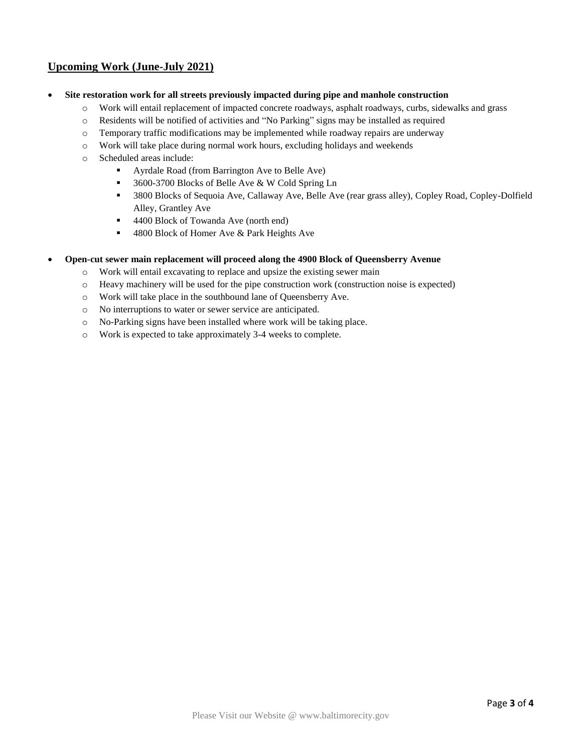## Upcoming Work (June-July 2021)

- **Site restoration work for all streets previously impacted during pipe and manhole construction**
  - Work will entail replacement of impacted concrete roadways, asphalt roadways, curbs, sidewalks and grass
  - Residents will be notified of activities and "No Parking" signs may be installed as required
  - Temporary traffic modifications may be implemented while roadway repairs are underway
  - Work will take place during normal work hours, excluding holidays and weekends
  - Scheduled areas include:
    - Ayrdale Road (from Barrington Ave to Belle Ave)
    - 3600-3700 Blocks of Belle Ave & W Cold Spring Ln
    - 3800 Blocks of Sequoia Ave, Callaway Ave, Belle Ave (rear grass alley), Copley Road, Copley-Dolfield Alley, Grantley Ave
    - 4400 Block of Towanda Ave (north end)
    - 4800 Block of Homer Ave & Park Heights Ave

- **Open-cut sewer main replacement will proceed along the 4900 Block of Queensberry Avenue**
  - Work will entail excavating to replace and upsize the existing sewer main
  - Heavy machinery will be used for the pipe construction work (construction noise is expected)
  - Work will take place in the southbound lane of Queensberry Ave.
  - No interruptions to water or sewer service are anticipated.
  - No-Parking signs have been installed where work will be taking place.
  - Work is expected to take approximately 3-4 weeks to complete.

Please Visit our Website @ www.baltimorecity.gov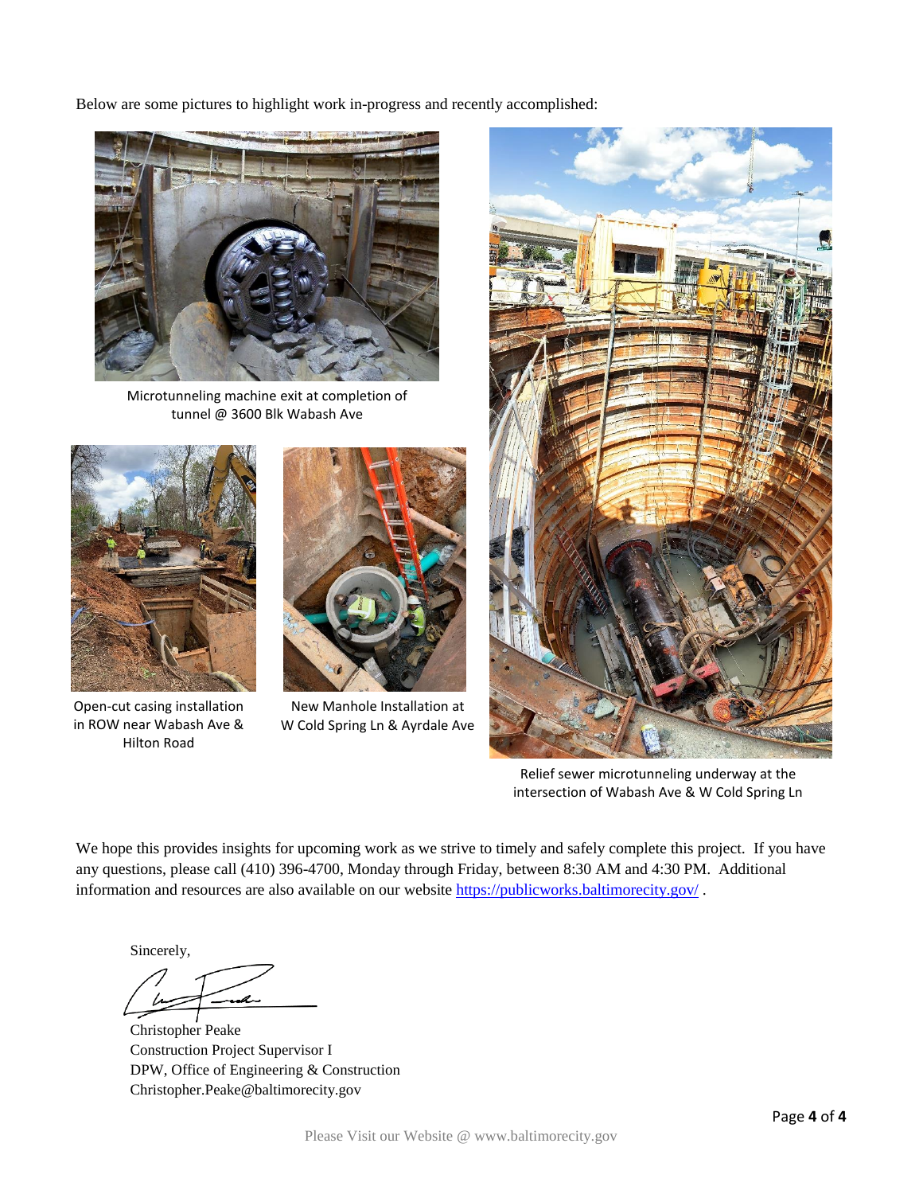Below are some pictures to highlight work in-progress and recently accomplished:

Microtunneling machine exit at completion of tunnel @ 3600 Blk Wabash Ave

Open-cut casing installation in ROW near Wabash Ave & Hilton Road

New Manhole Installation at W Cold Spring Ln & Ayrdale Ave

Relief sewer microtunneling underway at the intersection of Wabash Ave & W Cold Spring Ln

We hope this provides insights for upcoming work as we strive to timely and safely complete this project. If you have any questions, please call (410) 396-4700, Monday through Friday, between 8:30 AM and 4:30 PM. Additional information and resources are also available on our website https://publicworks.baltimorecity.gov/ .

Sincerely,

Christopher Peake
Construction Project Supervisor I
DPW, Office of Engineering & Construction
Christopher.Peake@baltimorecity.gov